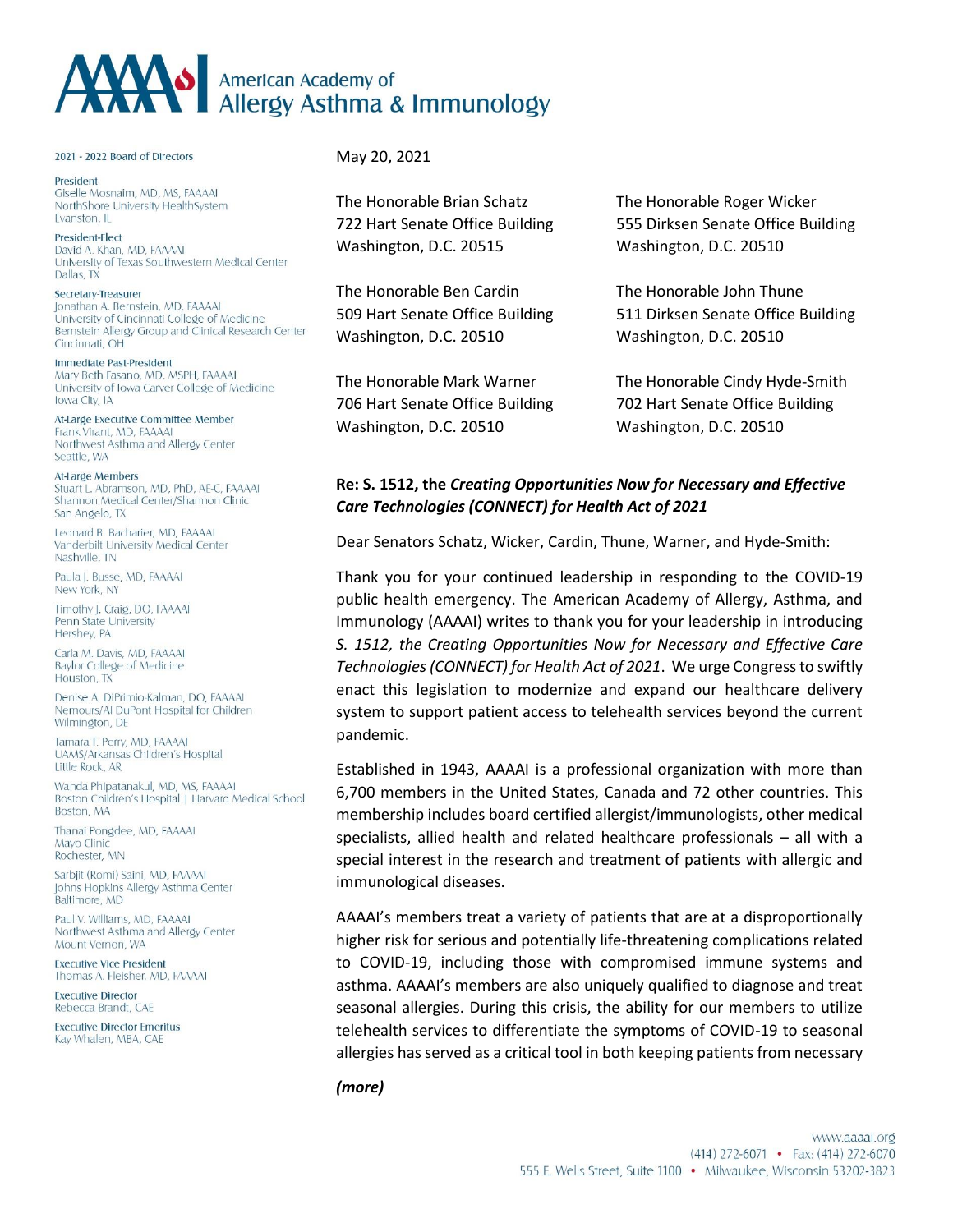# American Academy of Allergy Asthma & Immunology

**2021 - 2022 Board of Directors**

**President**
Giselle Mosnaim, MD, MS, FAAAAI
NorthShore University HealthSystem
Evanston, IL

**President-Elect**
David A. Khan, MD, FAAAAI
University of Texas Southwestern Medical Center
Dallas, TX

**Secretary-Treasurer**
Jonathan A. Bernstein, MD, FAAAAI
University of Cincinnati College of Medicine
Bernstein Allergy Group and Clinical Research Center
Cincinnati, OH

**Immediate Past-President**
Mary Beth Fasano, MD, MSPH, FAAAAI
University of Iowa Carver College of Medicine
Iowa City, IA

**At-Large Executive Committee Member**
Frank Virant, MD, FAAAAI
Northwest Asthma and Allergy Center
Seattle, WA

**At-Large Members**
Stuart L. Abramson, MD, PhD, AE-C, FAAAAI
Shannon Medical Center/Shannon Clinic
San Angelo, TX

Leonard B. Bacharier, MD, FAAAAI
Vanderbilt University Medical Center
Nashville, TN

Paula J. Busse, MD, FAAAAI
New York, NY

Timothy J. Craig, DO, FAAAAI
Penn State University
Hershey, PA

Carla M. Davis, MD, FAAAAI
Baylor College of Medicine
Houston, TX

Denise A. DiPrimio-Kalman, DO, FAAAAI
Nemours/AI DuPont Hospital for Children
Wilmington, DE

Tamara T. Perry, MD, FAAAAI
UAMS/Arkansas Children's Hospital
Little Rock, AR

Wanda Phipatanakul, MD, MS, FAAAAI
Boston Children's Hospital | Harvard Medical School
Boston, MA

Thanai Pongdee, MD, FAAAAI
Mayo Clinic
Rochester, MN

Sarbjit (Romi) Saini, MD, FAAAAI
Johns Hopkins Allergy Asthma Center
Baltimore, MD

Paul V. Williams, MD, FAAAAI
Northwest Asthma and Allergy Center
Mount Vernon, WA

**Executive Vice President**
Thomas A. Fleisher, MD, FAAAAI

**Executive Director**
Rebecca Brandt, CAE

**Executive Director Emeritus**
Kay Whalen, MBA, CAE

---

May 20, 2021

The Honorable Brian Schatz
722 Hart Senate Office Building
Washington, D.C. 20515

The Honorable Roger Wicker
555 Dirksen Senate Office Building
Washington, D.C. 20510

The Honorable Ben Cardin
509 Hart Senate Office Building
Washington, D.C. 20510

The Honorable John Thune
511 Dirksen Senate Office Building
Washington, D.C. 20510

The Honorable Mark Warner
706 Hart Senate Office Building
Washington, D.C. 20510

The Honorable Cindy Hyde-Smith
702 Hart Senate Office Building
Washington, D.C. 20510

**Re: S. 1512, the *Creating Opportunities Now for Necessary and Effective Care Technologies (CONNECT) for Health Act of 2021***

Dear Senators Schatz, Wicker, Cardin, Thune, Warner, and Hyde-Smith:

Thank you for your continued leadership in responding to the COVID-19 public health emergency. The American Academy of Allergy, Asthma, and Immunology (AAAAI) writes to thank you for your leadership in introducing *S. 1512, the Creating Opportunities Now for Necessary and Effective Care Technologies (CONNECT) for Health Act of 2021*. We urge Congress to swiftly enact this legislation to modernize and expand our healthcare delivery system to support patient access to telehealth services beyond the current pandemic.

Established in 1943, AAAAI is a professional organization with more than 6,700 members in the United States, Canada and 72 other countries. This membership includes board certified allergist/immunologists, other medical specialists, allied health and related healthcare professionals – all with a special interest in the research and treatment of patients with allergic and immunological diseases.

AAAAI's members treat a variety of patients that are at a disproportionally higher risk for serious and potentially life-threatening complications related to COVID-19, including those with compromised immune systems and asthma. AAAAI's members are also uniquely qualified to diagnose and treat seasonal allergies. During this crisis, the ability for our members to utilize telehealth services to differentiate the symptoms of COVID-19 to seasonal allergies has served as a critical tool in both keeping patients from necessary

***(more)***

www.aaaai.org
(414) 272-6071 • Fax: (414) 272-6070
555 E. Wells Street, Suite 1100 • Milwaukee, Wisconsin 53202-3823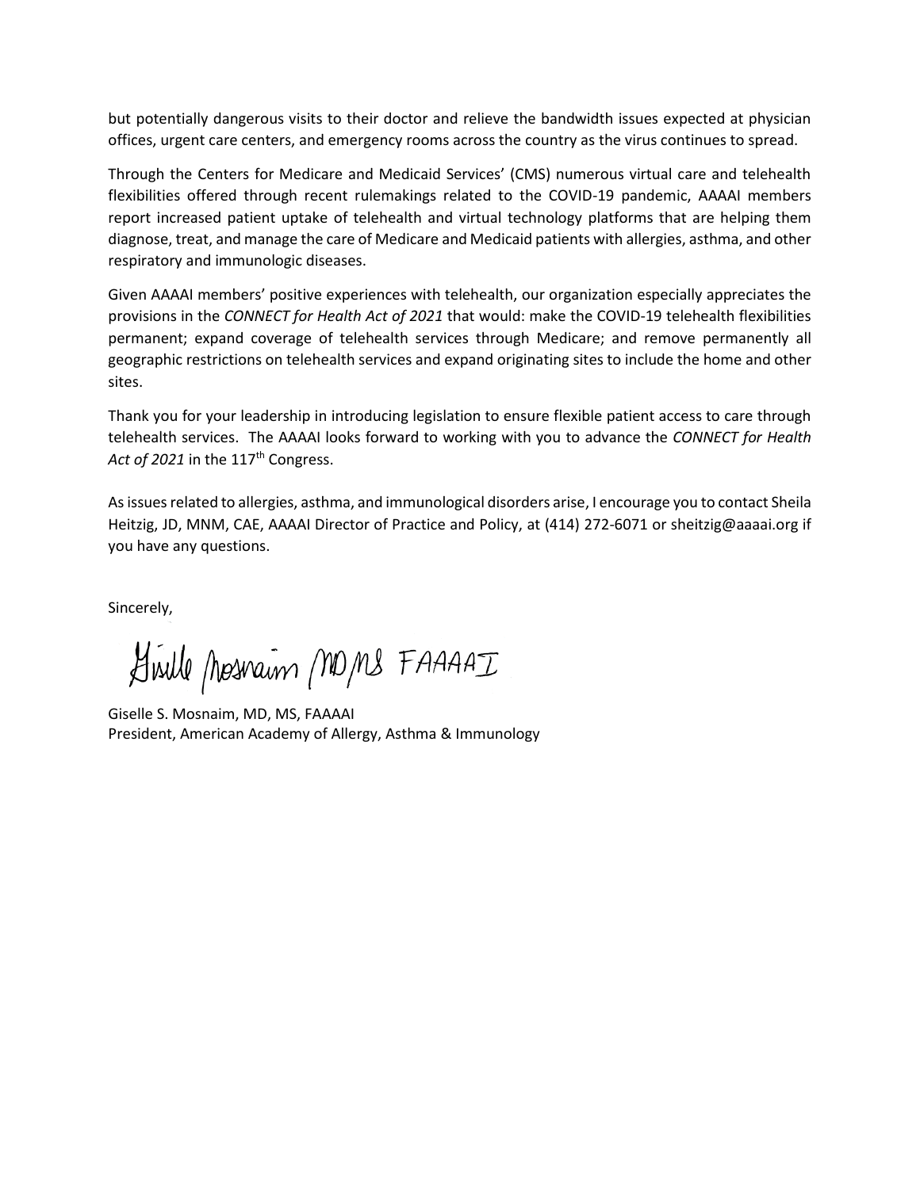but potentially dangerous visits to their doctor and relieve the bandwidth issues expected at physician offices, urgent care centers, and emergency rooms across the country as the virus continues to spread.

Through the Centers for Medicare and Medicaid Services' (CMS) numerous virtual care and telehealth flexibilities offered through recent rulemakings related to the COVID-19 pandemic, AAAAI members report increased patient uptake of telehealth and virtual technology platforms that are helping them diagnose, treat, and manage the care of Medicare and Medicaid patients with allergies, asthma, and other respiratory and immunologic diseases.

Given AAAAI members' positive experiences with telehealth, our organization especially appreciates the provisions in the *CONNECT for Health Act of 2021* that would: make the COVID-19 telehealth flexibilities permanent; expand coverage of telehealth services through Medicare; and remove permanently all geographic restrictions on telehealth services and expand originating sites to include the home and other sites.

Thank you for your leadership in introducing legislation to ensure flexible patient access to care through telehealth services. The AAAAI looks forward to working with you to advance the *CONNECT for Health Act of 2021* in the 117th Congress.

As issues related to allergies, asthma, and immunological disorders arise, I encourage you to contact Sheila Heitzig, JD, MNM, CAE, AAAAI Director of Practice and Policy, at (414) 272-6071 or sheitzig@aaaai.org if you have any questions.

Sincerely,

Giselle Mosnaim MD MS FAAAAI

Giselle S. Mosnaim, MD, MS, FAAAAI
President, American Academy of Allergy, Asthma & Immunology